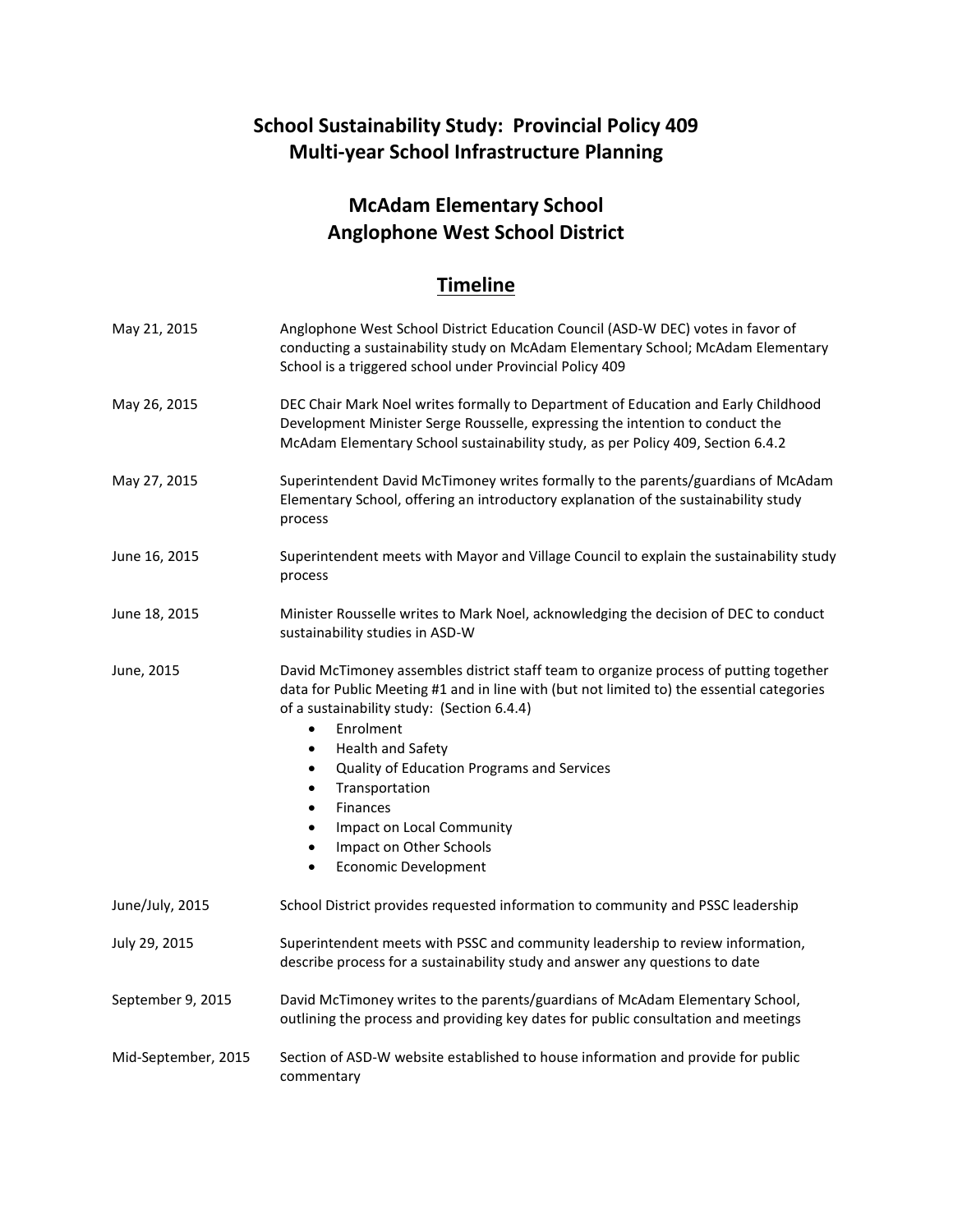# School Sustainability Study: Provincial Policy 409
# Multi-year School Infrastructure Planning

## McAdam Elementary School
## Anglophone West School District

## Timeline

| | |
|---|---|
| May 21, 2015 | Anglophone West School District Education Council (ASD-W DEC) votes in favor of conducting a sustainability study on McAdam Elementary School; McAdam Elementary School is a triggered school under Provincial Policy 409 |
| May 26, 2015 | DEC Chair Mark Noel writes formally to Department of Education and Early Childhood Development Minister Serge Rousselle, expressing the intention to conduct the McAdam Elementary School sustainability study, as per Policy 409, Section 6.4.2 |
| May 27, 2015 | Superintendent David McTimoney writes formally to the parents/guardians of McAdam Elementary School, offering an introductory explanation of the sustainability study process |
| June 16, 2015 | Superintendent meets with Mayor and Village Council to explain the sustainability study process |
| June 18, 2015 | Minister Rousselle writes to Mark Noel, acknowledging the decision of DEC to conduct sustainability studies in ASD-W |
| June, 2015 | David McTimoney assembles district staff team to organize process of putting together data for Public Meeting #1 and in line with (but not limited to) the essential categories of a sustainability study: (Section 6.4.4)<br>• Enrolment<br>• Health and Safety<br>• Quality of Education Programs and Services<br>• Transportation<br>• Finances<br>• Impact on Local Community<br>• Impact on Other Schools<br>• Economic Development |
| June/July, 2015 | School District provides requested information to community and PSSC leadership |
| July 29, 2015 | Superintendent meets with PSSC and community leadership to review information, describe process for a sustainability study and answer any questions to date |
| September 9, 2015 | David McTimoney writes to the parents/guardians of McAdam Elementary School, outlining the process and providing key dates for public consultation and meetings |
| Mid-September, 2015 | Section of ASD-W website established to house information and provide for public commentary |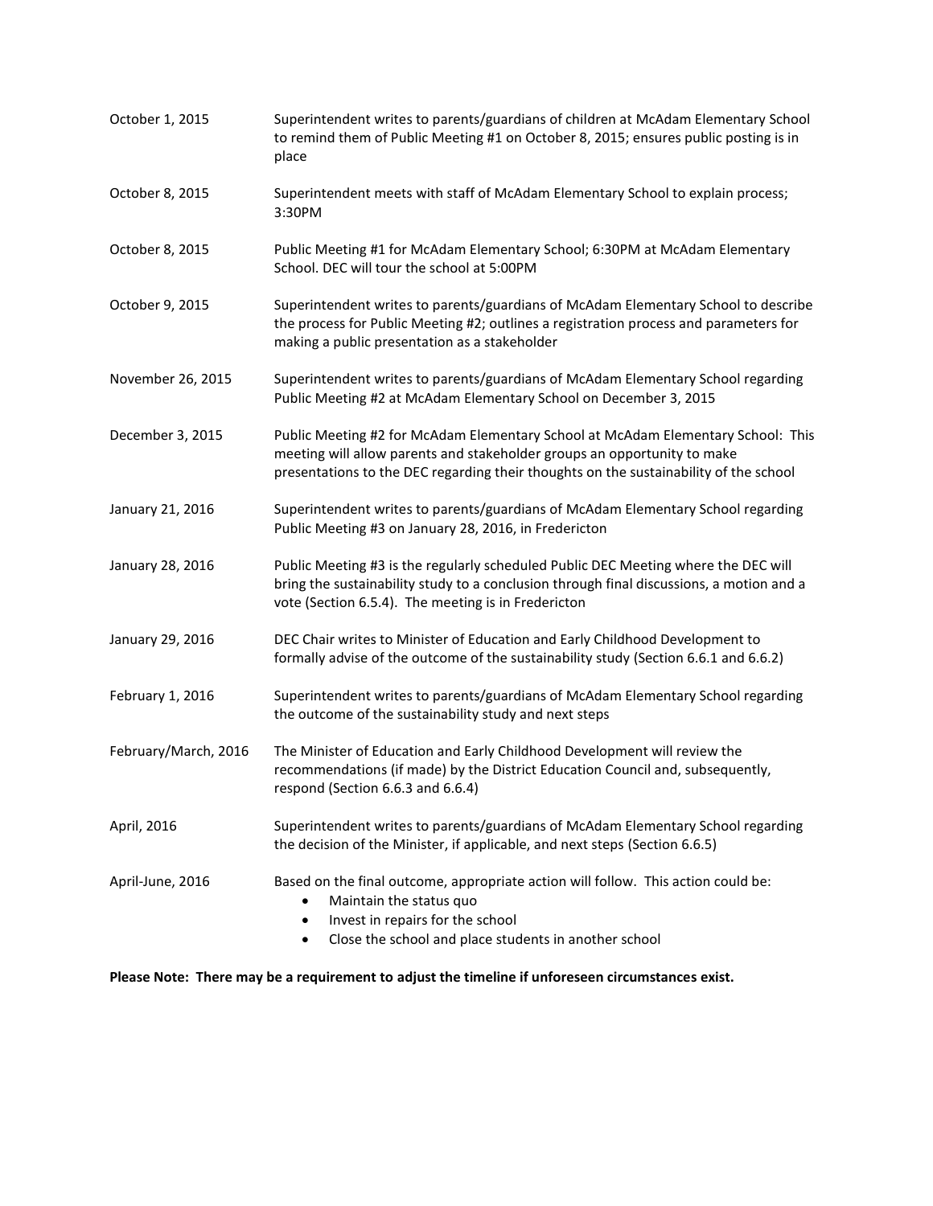| | |
|---|---|
| October 1, 2015 | Superintendent writes to parents/guardians of children at McAdam Elementary School to remind them of Public Meeting #1 on October 8, 2015; ensures public posting is in place |
| October 8, 2015 | Superintendent meets with staff of McAdam Elementary School to explain process; 3:30PM |
| October 8, 2015 | Public Meeting #1 for McAdam Elementary School; 6:30PM at McAdam Elementary School. DEC will tour the school at 5:00PM |
| October 9, 2015 | Superintendent writes to parents/guardians of McAdam Elementary School to describe the process for Public Meeting #2; outlines a registration process and parameters for making a public presentation as a stakeholder |
| November 26, 2015 | Superintendent writes to parents/guardians of McAdam Elementary School regarding Public Meeting #2 at McAdam Elementary School on December 3, 2015 |
| December 3, 2015 | Public Meeting #2 for McAdam Elementary School at McAdam Elementary School: This meeting will allow parents and stakeholder groups an opportunity to make presentations to the DEC regarding their thoughts on the sustainability of the school |
| January 21, 2016 | Superintendent writes to parents/guardians of McAdam Elementary School regarding Public Meeting #3 on January 28, 2016, in Fredericton |
| January 28, 2016 | Public Meeting #3 is the regularly scheduled Public DEC Meeting where the DEC will bring the sustainability study to a conclusion through final discussions, a motion and a vote (Section 6.5.4). The meeting is in Fredericton |
| January 29, 2016 | DEC Chair writes to Minister of Education and Early Childhood Development to formally advise of the outcome of the sustainability study (Section 6.6.1 and 6.6.2) |
| February 1, 2016 | Superintendent writes to parents/guardians of McAdam Elementary School regarding the outcome of the sustainability study and next steps |
| February/March, 2016 | The Minister of Education and Early Childhood Development will review the recommendations (if made) by the District Education Council and, subsequently, respond (Section 6.6.3 and 6.6.4) |
| April, 2016 | Superintendent writes to parents/guardians of McAdam Elementary School regarding the decision of the Minister, if applicable, and next steps (Section 6.6.5) |
| April-June, 2016 | Based on the final outcome, appropriate action will follow. This action could be:<br>• Maintain the status quo<br>• Invest in repairs for the school<br>• Close the school and place students in another school |

**Please Note: There may be a requirement to adjust the timeline if unforeseen circumstances exist.**